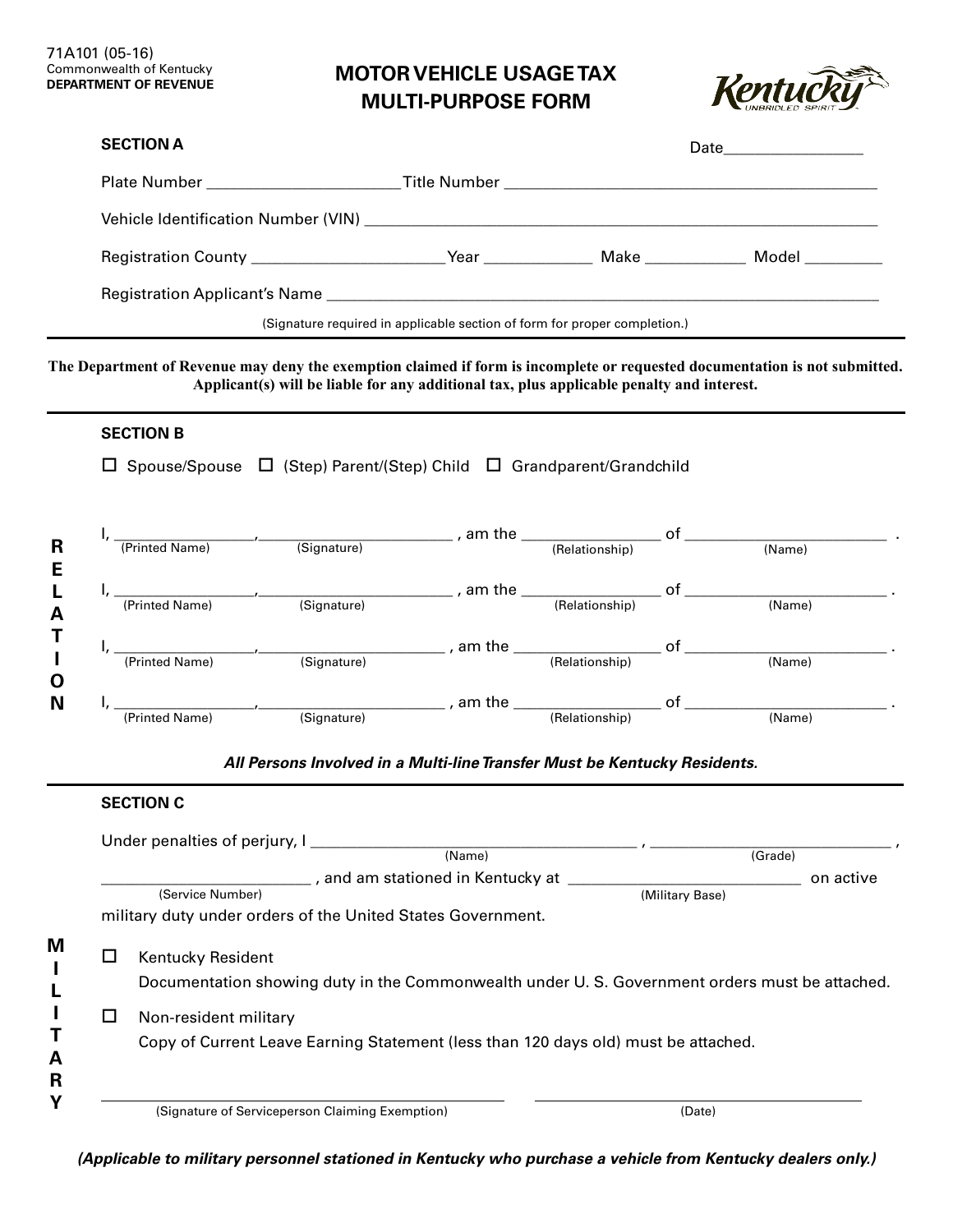71A101 (05-16)
Commonwealth of Kentucky
**DEPARTMENT OF REVENUE**

# MOTOR VEHICLE USAGE TAX MULTI-PURPOSE FORM

Kentucky UNBRIDLED SPIRIT

**SECTION A**

Date________________

Plate Number ______________________ Title Number ____________________________________________

Vehicle Identification Number (VIN) ____________________________________________________________

Registration County ______________________ Year _____________ Make ____________ Model _________

Registration Applicant's Name __________________________________________________________________

(Signature required in applicable section of form for proper completion.)

---

**The Department of Revenue may deny the exemption claimed if form is incomplete or requested documentation is not submitted. Applicant(s) will be liable for any additional tax, plus applicable penalty and interest.**

---

**SECTION B**

RELATION

☐ Spouse/Spouse ☐ (Step) Parent/(Step) Child ☐ Grandparent/Grandchild

I, _________________ (Printed Name), _______________________ (Signature), am the ________________ (Relationship) of ________________________ (Name).

I, _________________ (Printed Name), _______________________ (Signature), am the ________________ (Relationship) of ________________________ (Name).

I, _________________ (Printed Name), _______________________ (Signature), am the ________________ (Relationship) of ________________________ (Name).

I, _________________ (Printed Name), _______________________ (Signature), am the ________________ (Relationship) of ________________________ (Name).

***All Persons Involved in a Multi-line Transfer Must be Kentucky Residents.***

---

**SECTION C**

MILITARY

Under penalties of perjury, I ______________________________________ (Name), ______________________________ (Grade), _________________________ (Service Number), and am stationed in Kentucky at ___________________________ (Military Base) on active military duty under orders of the United States Government.

☐ Kentucky Resident
Documentation showing duty in the Commonwealth under U. S. Government orders must be attached.

☐ Non-resident military
Copy of Current Leave Earning Statement (less than 120 days old) must be attached.

_____________________________________ (Signature of Serviceperson Claiming Exemption)

_____________________________________ (Date)

***(Applicable to military personnel stationed in Kentucky who purchase a vehicle from Kentucky dealers only.)***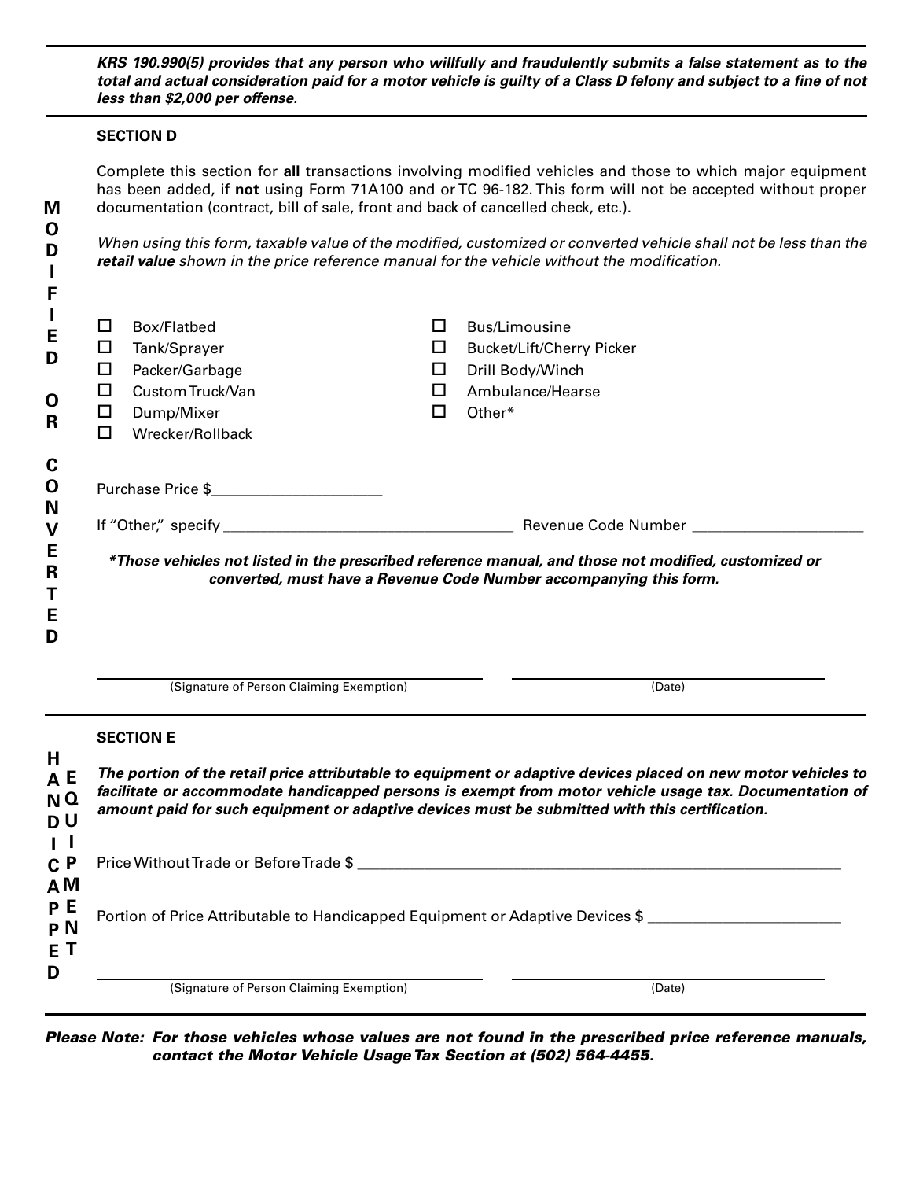***KRS 190.990(5) provides that any person who willfully and fraudulently submits a false statement as to the total and actual consideration paid for a motor vehicle is guilty of a Class D felony and subject to a fine of not less than $2,000 per offense.***

---

**MODIFIED OR CONVERTED**

## SECTION D

Complete this section for **all** transactions involving modified vehicles and those to which major equipment has been added, if **not** using Form 71A100 and or TC 96-182. This form will not be accepted without proper documentation (contract, bill of sale, front and back of cancelled check, etc.).

*When using this form, taxable value of the modified, customized or converted vehicle shall not be less than the* ***retail value*** *shown in the price reference manual for the vehicle without the modification.*

- ☐ Box/Flatbed
- ☐ Tank/Sprayer
- ☐ Packer/Garbage
- ☐ Custom Truck/Van
- ☐ Dump/Mixer
- ☐ Wrecker/Rollback
- ☐ Bus/Limousine
- ☐ Bucket/Lift/Cherry Picker
- ☐ Drill Body/Winch
- ☐ Ambulance/Hearse
- ☐ Other*

Purchase Price $____________________

If "Other," specify ________________________________ Revenue Code Number ____________________

***Those vehicles not listed in the prescribed reference manual, and those not modified, customized or converted, must have a Revenue Code Number accompanying this form.***

______________________________ (Signature of Person Claiming Exemption) ______________________________ (Date)

---

**HANDICAPPED EQUIPMENT**

## SECTION E

***The portion of the retail price attributable to equipment or adaptive devices placed on new motor vehicles to facilitate or accommodate handicapped persons is exempt from motor vehicle usage tax. Documentation of amount paid for such equipment or adaptive devices must be submitted with this certification.***

Price Without Trade or Before Trade $ ________________________________________________

Portion of Price Attributable to Handicapped Equipment or Adaptive Devices $ ____________________

______________________________ (Signature of Person Claiming Exemption) ______________________________ (Date)

---

***Please Note: For those vehicles whose values are not found in the prescribed price reference manuals, contact the Motor Vehicle Usage Tax Section at (502) 564-4455.***